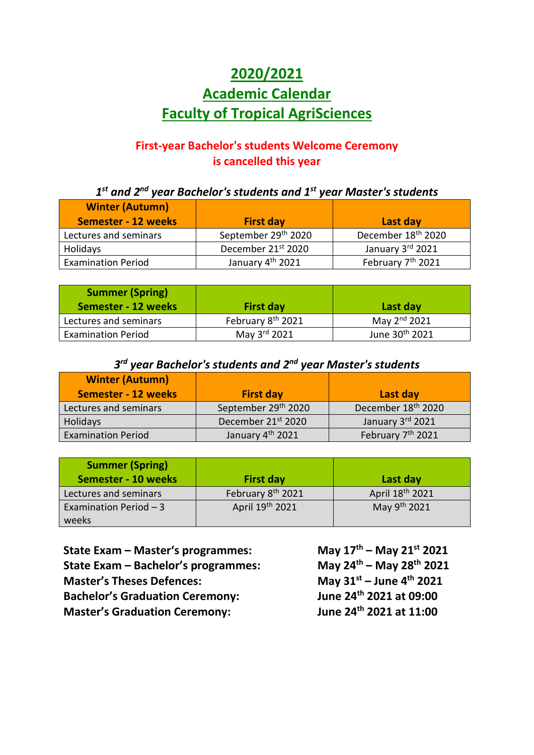# 2020/2021
# Academic Calendar
# Faculty of Tropical AgriSciences

**First-year Bachelor's students Welcome Ceremony is cancelled this year**

### *1st and 2nd year Bachelor's students and 1st year Master's students*

| Winter (Autumn) Semester - 12 weeks | First day | Last day |
|---|---|---|
| Lectures and seminars | September 29th 2020 | December 18th 2020 |
| Holidays | December 21st 2020 | January 3rd 2021 |
| Examination Period | January 4th 2021 | February 7th 2021 |

| Summer (Spring) Semester - 12 weeks | First day | Last day |
|---|---|---|
| Lectures and seminars | February 8th 2021 | May 2nd 2021 |
| Examination Period | May 3rd 2021 | June 30th 2021 |

### *3rd year Bachelor's students and 2nd year Master's students*

| Winter (Autumn) Semester - 12 weeks | First day | Last day |
|---|---|---|
| Lectures and seminars | September 29th 2020 | December 18th 2020 |
| Holidays | December 21st 2020 | January 3rd 2021 |
| Examination Period | January 4th 2021 | February 7th 2021 |

| Summer (Spring) Semester - 10 weeks | First day | Last day |
|---|---|---|
| Lectures and seminars | February 8th 2021 | April 18th 2021 |
| Examination Period – 3 weeks | April 19th 2021 | May 9th 2021 |

**State Exam – Master's programmes:** **May 17th – May 21st 2021**
**State Exam – Bachelor's programmes:** **May 24th – May 28th 2021**
**Master's Theses Defences:** **May 31st – June 4th 2021**
**Bachelor's Graduation Ceremony:** **June 24th 2021 at 09:00**
**Master's Graduation Ceremony:** **June 24th 2021 at 11:00**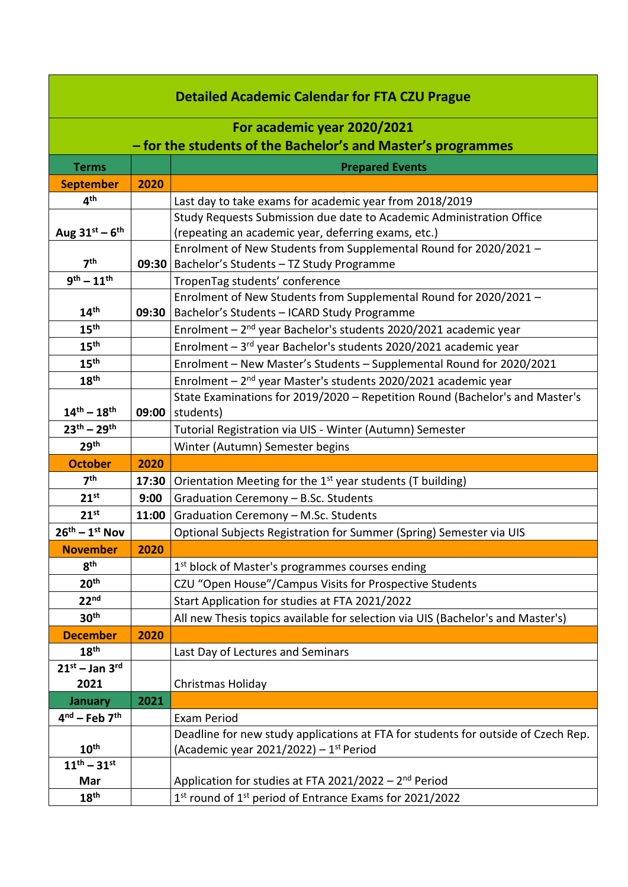| Detailed Academic Calendar for FTA CZU Prague | | |
|---|---|---|
| **For academic year 2020/2021 – for the students of the Bachelor's and Master's programmes** | | |
| **Terms** | | **Prepared Events** |
| **September** | **2020** | |
| **4th** | | Last day to take exams for academic year from 2018/2019 |
| **Aug 31st – 6th** | | Study Requests Submission due date to Academic Administration Office (repeating an academic year, deferring exams, etc.) |
| **7th** | **09:30** | Enrolment of New Students from Supplemental Round for 2020/2021 – Bachelor's Students – TZ Study Programme |
| **9th – 11th** | | TropenTag students' conference |
| **14th** | **09:30** | Enrolment of New Students from Supplemental Round for 2020/2021 – Bachelor's Students – ICARD Study Programme |
| **15th** | | Enrolment – 2nd year Bachelor's students 2020/2021 academic year |
| **15th** | | Enrolment – 3rd year Bachelor's students 2020/2021 academic year |
| **15th** | | Enrolment – New Master's Students – Supplemental Round for 2020/2021 |
| **18th** | | Enrolment – 2nd year Master's students 2020/2021 academic year |
| **14th – 18th** | **09:00** | State Examinations for 2019/2020 – Repetition Round (Bachelor's and Master's students) |
| **23th – 29th** | | Tutorial Registration via UIS - Winter (Autumn) Semester |
| **29th** | | Winter (Autumn) Semester begins |
| **October** | **2020** | |
| **7th** | **17:30** | Orientation Meeting for the 1st year students (T building) |
| **21st** | **9:00** | Graduation Ceremony – B.Sc. Students |
| **21st** | **11:00** | Graduation Ceremony – M.Sc. Students |
| **26th – 1st Nov** | | Optional Subjects Registration for Summer (Spring) Semester via UIS |
| **November** | **2020** | |
| **8th** | | 1st block of Master's programmes courses ending |
| **20th** | | CZU "Open House"/Campus Visits for Prospective Students |
| **22nd** | | Start Application for studies at FTA 2021/2022 |
| **30th** | | All new Thesis topics available for selection via UIS (Bachelor's and Master's) |
| **December** | **2020** | |
| **18th** | | Last Day of Lectures and Seminars |
| **21st – Jan 3rd 2021** | | Christmas Holiday |
| **January** | **2021** | |
| **4nd – Feb 7th** | | Exam Period |
| **10th** | | Deadline for new study applications at FTA for students for outside of Czech Rep. (Academic year 2021/2022) – 1st Period |
| **11th – 31st Mar** | | Application for studies at FTA 2021/2022 – 2nd Period |
| **18th** | | 1st round of 1st period of Entrance Exams for 2021/2022 |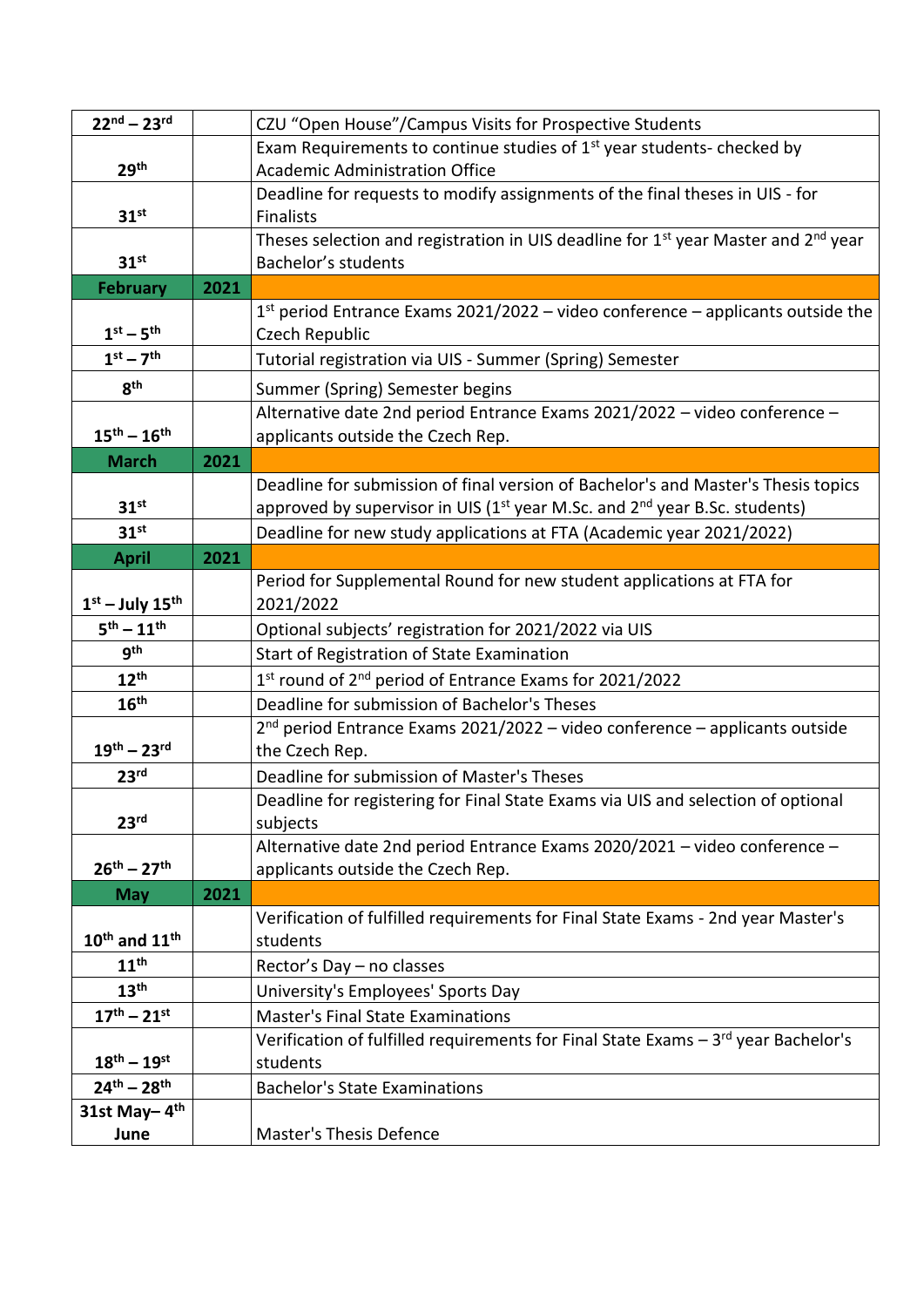| 22nd – 23rd | | CZU "Open House"/Campus Visits for Prospective Students |
|---|---|---|
| 29th | | Exam Requirements to continue studies of 1st year students- checked by Academic Administration Office |
| 31st | | Deadline for requests to modify assignments of the final theses in UIS - for Finalists |
| 31st | | Theses selection and registration in UIS deadline for 1st year Master and 2nd year Bachelor's students |
| **February** | **2021** | |
| 1st – 5th | | 1st period Entrance Exams 2021/2022 – video conference – applicants outside the Czech Republic |
| 1st – 7th | | Tutorial registration via UIS - Summer (Spring) Semester |
| 8th | | Summer (Spring) Semester begins |
| 15th – 16th | | Alternative date 2nd period Entrance Exams 2021/2022 – video conference – applicants outside the Czech Rep. |
| **March** | **2021** | |
| 31st | | Deadline for submission of final version of Bachelor's and Master's Thesis topics approved by supervisor in UIS (1st year M.Sc. and 2nd year B.Sc. students) |
| 31st | | Deadline for new study applications at FTA (Academic year 2021/2022) |
| **April** | **2021** | |
| 1st – July 15th | | Period for Supplemental Round for new student applications at FTA for 2021/2022 |
| 5th – 11th | | Optional subjects' registration for 2021/2022 via UIS |
| 9th | | Start of Registration of State Examination |
| 12th | | 1st round of 2nd period of Entrance Exams for 2021/2022 |
| 16th | | Deadline for submission of Bachelor's Theses |
| 19th – 23rd | | 2nd period Entrance Exams 2021/2022 – video conference – applicants outside the Czech Rep. |
| 23rd | | Deadline for submission of Master's Theses |
| 23rd | | Deadline for registering for Final State Exams via UIS and selection of optional subjects |
| 26th – 27th | | Alternative date 2nd period Entrance Exams 2020/2021 – video conference – applicants outside the Czech Rep. |
| **May** | **2021** | |
| 10th and 11th | | Verification of fulfilled requirements for Final State Exams - 2nd year Master's students |
| 11th | | Rector's Day – no classes |
| 13th | | University's Employees' Sports Day |
| 17th – 21st | | Master's Final State Examinations |
| 18th – 19st | | Verification of fulfilled requirements for Final State Exams – 3rd year Bachelor's students |
| 24th – 28th | | Bachelor's State Examinations |
| 31st May– 4th June | | Master's Thesis Defence |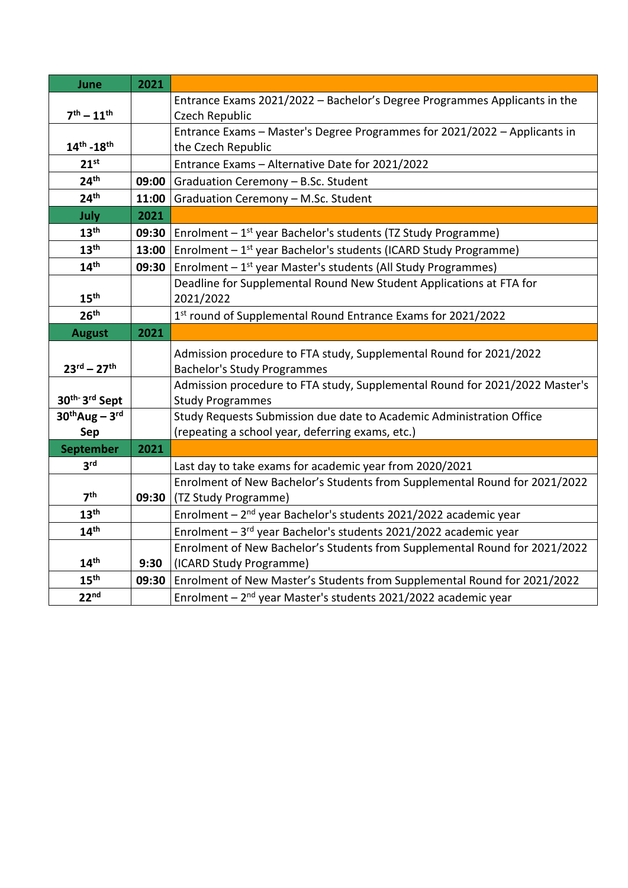| June | 2021 | |
|---|---|---|
| 7th – 11th | | Entrance Exams 2021/2022 – Bachelor's Degree Programmes Applicants in the Czech Republic |
| 14th -18th | | Entrance Exams – Master's Degree Programmes for 2021/2022 – Applicants in the Czech Republic |
| 21st | | Entrance Exams – Alternative Date for 2021/2022 |
| 24th | 09:00 | Graduation Ceremony – B.Sc. Student |
| 24th | 11:00 | Graduation Ceremony – M.Sc. Student |
| **July** | **2021** | |
| 13th | 09:30 | Enrolment – 1st year Bachelor's students (TZ Study Programme) |
| 13th | 13:00 | Enrolment – 1st year Bachelor's students (ICARD Study Programme) |
| 14th | 09:30 | Enrolment – 1st year Master's students (All Study Programmes) |
| 15th | | Deadline for Supplemental Round New Student Applications at FTA for 2021/2022 |
| 26th | | 1st round of Supplemental Round Entrance Exams for 2021/2022 |
| **August** | **2021** | |
| 23rd – 27th | | Admission procedure to FTA study, Supplemental Round for 2021/2022 Bachelor's Study Programmes |
| 30th- 3rd Sept | | Admission procedure to FTA study, Supplemental Round for 2021/2022 Master's Study Programmes |
| 30thAug – 3rd Sep | | Study Requests Submission due date to Academic Administration Office (repeating a school year, deferring exams, etc.) |
| **September** | **2021** | |
| 3rd | | Last day to take exams for academic year from 2020/2021 |
| 7th | 09:30 | Enrolment of New Bachelor's Students from Supplemental Round for 2021/2022 (TZ Study Programme) |
| 13th | | Enrolment – 2nd year Bachelor's students 2021/2022 academic year |
| 14th | | Enrolment – 3rd year Bachelor's students 2021/2022 academic year |
| 14th | 9:30 | Enrolment of New Bachelor's Students from Supplemental Round for 2021/2022 (ICARD Study Programme) |
| 15th | 09:30 | Enrolment of New Master's Students from Supplemental Round for 2021/2022 |
| 22nd | | Enrolment – 2nd year Master's students 2021/2022 academic year |